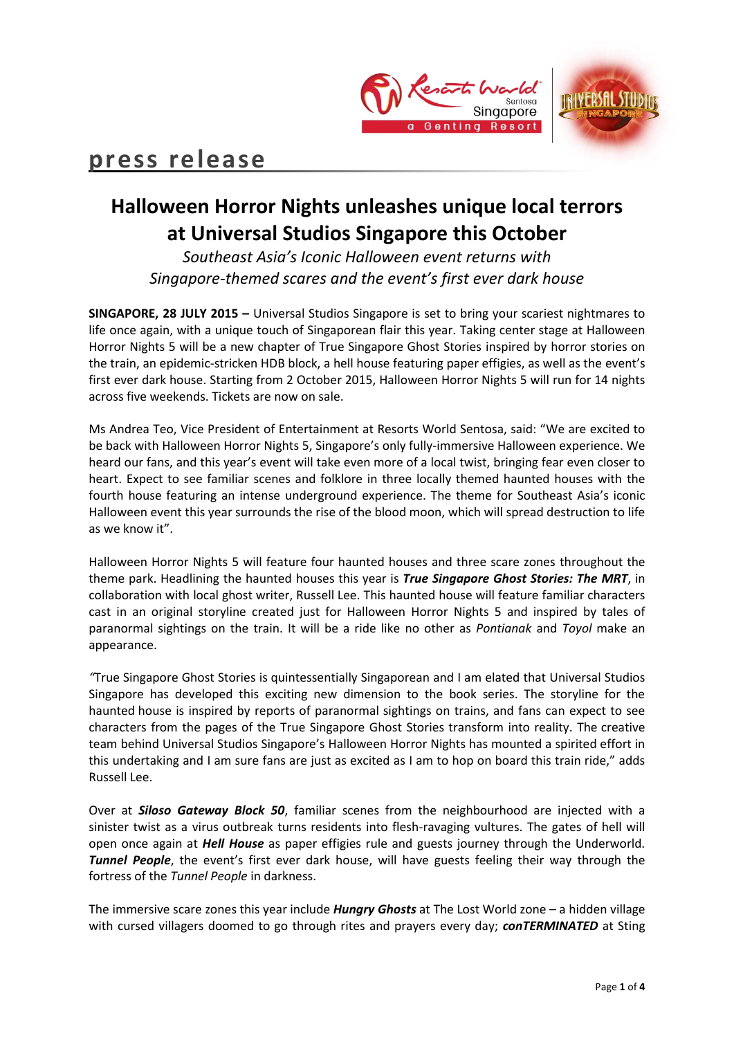# press release

## Halloween Horror Nights unleashes unique local terrors at Universal Studios Singapore this October

*Southeast Asia's Iconic Halloween event returns with Singapore-themed scares and the event's first ever dark house*

**SINGAPORE, 28 JULY 2015 –** Universal Studios Singapore is set to bring your scariest nightmares to life once again, with a unique touch of Singaporean flair this year. Taking center stage at Halloween Horror Nights 5 will be a new chapter of True Singapore Ghost Stories inspired by horror stories on the train, an epidemic-stricken HDB block, a hell house featuring paper effigies, as well as the event's first ever dark house. Starting from 2 October 2015, Halloween Horror Nights 5 will run for 14 nights across five weekends. Tickets are now on sale.

Ms Andrea Teo, Vice President of Entertainment at Resorts World Sentosa, said: "We are excited to be back with Halloween Horror Nights 5, Singapore's only fully-immersive Halloween experience. We heard our fans, and this year's event will take even more of a local twist, bringing fear even closer to heart. Expect to see familiar scenes and folklore in three locally themed haunted houses with the fourth house featuring an intense underground experience. The theme for Southeast Asia's iconic Halloween event this year surrounds the rise of the blood moon, which will spread destruction to life as we know it".

Halloween Horror Nights 5 will feature four haunted houses and three scare zones throughout the theme park. Headlining the haunted houses this year is ***True Singapore Ghost Stories: The MRT***, in collaboration with local ghost writer, Russell Lee. This haunted house will feature familiar characters cast in an original storyline created just for Halloween Horror Nights 5 and inspired by tales of paranormal sightings on the train. It will be a ride like no other as *Pontianak* and *Toyol* make an appearance.

*"*True Singapore Ghost Stories is quintessentially Singaporean and I am elated that Universal Studios Singapore has developed this exciting new dimension to the book series. The storyline for the haunted house is inspired by reports of paranormal sightings on trains, and fans can expect to see characters from the pages of the True Singapore Ghost Stories transform into reality. The creative team behind Universal Studios Singapore's Halloween Horror Nights has mounted a spirited effort in this undertaking and I am sure fans are just as excited as I am to hop on board this train ride," adds Russell Lee.

Over at ***Siloso Gateway Block 50***, familiar scenes from the neighbourhood are injected with a sinister twist as a virus outbreak turns residents into flesh-ravaging vultures. The gates of hell will open once again at ***Hell House*** as paper effigies rule and guests journey through the Underworld. ***Tunnel People***, the event's first ever dark house, will have guests feeling their way through the fortress of the *Tunnel People* in darkness.

The immersive scare zones this year include ***Hungry Ghosts*** at The Lost World zone – a hidden village with cursed villagers doomed to go through rites and prayers every day; ***conTERMINATED*** at Sting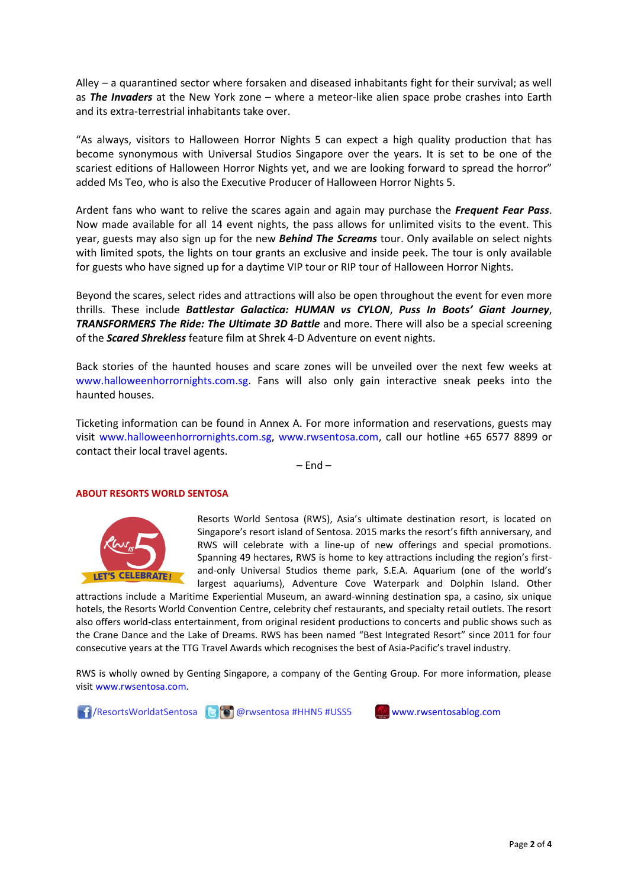Alley – a quarantined sector where forsaken and diseased inhabitants fight for their survival; as well as ***The Invaders*** at the New York zone – where a meteor-like alien space probe crashes into Earth and its extra-terrestrial inhabitants take over.

"As always, visitors to Halloween Horror Nights 5 can expect a high quality production that has become synonymous with Universal Studios Singapore over the years. It is set to be one of the scariest editions of Halloween Horror Nights yet, and we are looking forward to spread the horror" added Ms Teo, who is also the Executive Producer of Halloween Horror Nights 5.

Ardent fans who want to relive the scares again and again may purchase the ***Frequent Fear Pass***. Now made available for all 14 event nights, the pass allows for unlimited visits to the event. This year, guests may also sign up for the new ***Behind The Screams*** tour. Only available on select nights with limited spots, the lights on tour grants an exclusive and inside peek. The tour is only available for guests who have signed up for a daytime VIP tour or RIP tour of Halloween Horror Nights.

Beyond the scares, select rides and attractions will also be open throughout the event for even more thrills. These include ***Battlestar Galactica: HUMAN vs CYLON***, ***Puss In Boots' Giant Journey***, ***TRANSFORMERS The Ride: The Ultimate 3D Battle*** and more. There will also be a special screening of the ***Scared Shrekless*** feature film at Shrek 4-D Adventure on event nights.

Back stories of the haunted houses and scare zones will be unveiled over the next few weeks at www.halloweenhorrornights.com.sg. Fans will also only gain interactive sneak peeks into the haunted houses.

Ticketing information can be found in Annex A. For more information and reservations, guests may visit www.halloweenhorrornights.com.sg, www.rwsentosa.com, call our hotline +65 6577 8899 or contact their local travel agents.

– End –

## ABOUT RESORTS WORLD SENTOSA

Resorts World Sentosa (RWS), Asia's ultimate destination resort, is located on Singapore's resort island of Sentosa. 2015 marks the resort's fifth anniversary, and RWS will celebrate with a line-up of new offerings and special promotions. Spanning 49 hectares, RWS is home to key attractions including the region's first-and-only Universal Studios theme park, S.E.A. Aquarium (one of the world's largest aquariums), Adventure Cove Waterpark and Dolphin Island. Other attractions include a Maritime Experiential Museum, an award-winning destination spa, a casino, six unique hotels, the Resorts World Convention Centre, celebrity chef restaurants, and specialty retail outlets. The resort also offers world-class entertainment, from original resident productions to concerts and public shows such as the Crane Dance and the Lake of Dreams. RWS has been named "Best Integrated Resort" since 2011 for four consecutive years at the TTG Travel Awards which recognises the best of Asia-Pacific's travel industry.

RWS is wholly owned by Genting Singapore, a company of the Genting Group. For more information, please visit www.rwsentosa.com.

/ResortsWorldatSentosa @rwsentosa #HHN5 #USS5 www.rwsentosablog.com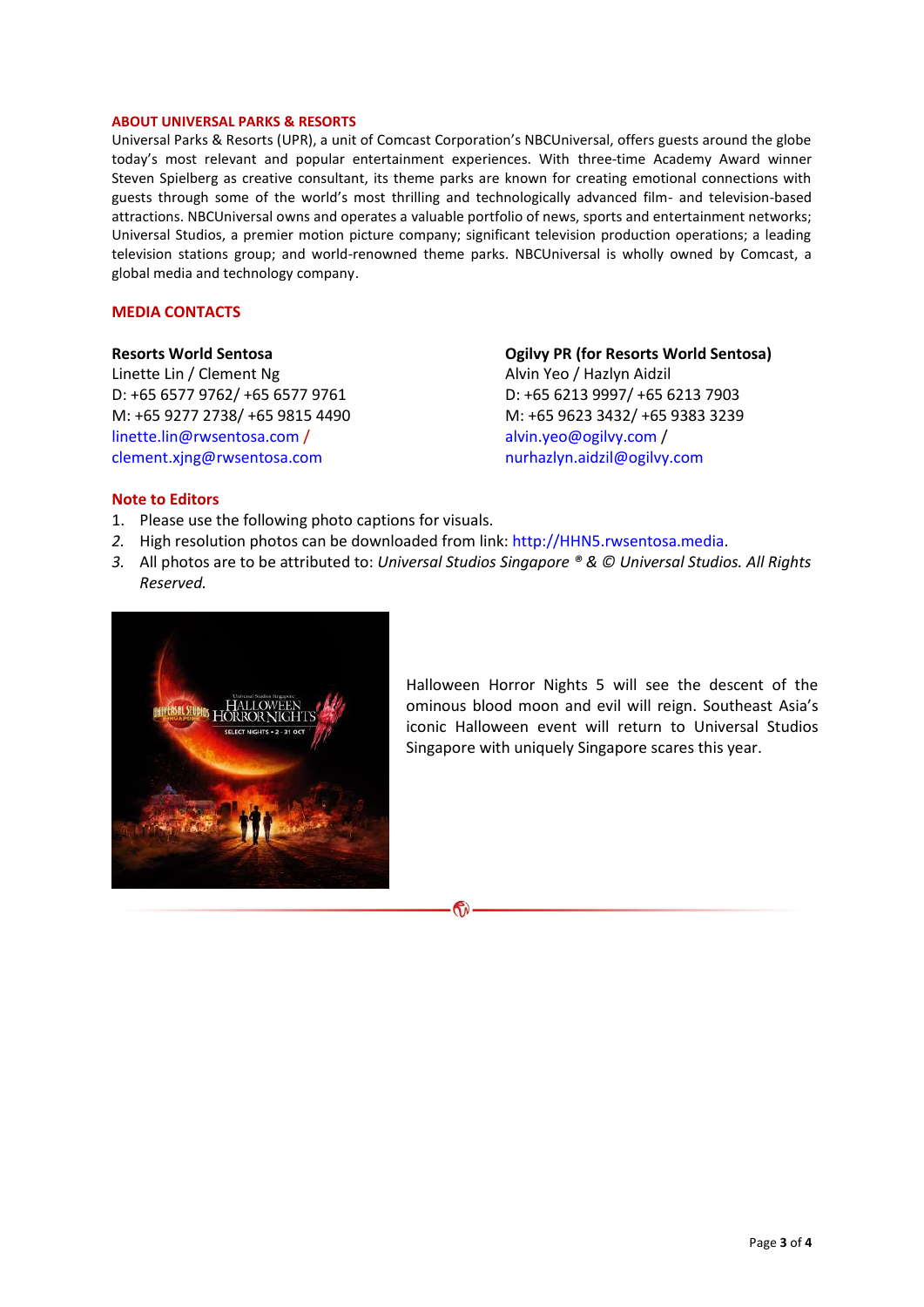## ABOUT UNIVERSAL PARKS & RESORTS

Universal Parks & Resorts (UPR), a unit of Comcast Corporation's NBCUniversal, offers guests around the globe today's most relevant and popular entertainment experiences. With three-time Academy Award winner Steven Spielberg as creative consultant, its theme parks are known for creating emotional connections with guests through some of the world's most thrilling and technologically advanced film- and television-based attractions. NBCUniversal owns and operates a valuable portfolio of news, sports and entertainment networks; Universal Studios, a premier motion picture company; significant television production operations; a leading television stations group; and world-renowned theme parks. NBCUniversal is wholly owned by Comcast, a global media and technology company.

## MEDIA CONTACTS

**Resorts World Sentosa**
Linette Lin / Clement Ng
D: +65 6577 9762/ +65 6577 9761
M: +65 9277 2738/ +65 9815 4490
linette.lin@rwsentosa.com /
clement.xjng@rwsentosa.com

**Ogilvy PR (for Resorts World Sentosa)**
Alvin Yeo / Hazlyn Aidzil
D: +65 6213 9997/ +65 6213 7903
M: +65 9623 3432/ +65 9383 3239
alvin.yeo@ogilvy.com /
nurhazlyn.aidzil@ogilvy.com

## Note to Editors

1. Please use the following photo captions for visuals.
2. High resolution photos can be downloaded from link: http://HHN5.rwsentosa.media.
3. All photos are to be attributed to: *Universal Studios Singapore ® & © Universal Studios. All Rights Reserved.*

Halloween Horror Nights 5 will see the descent of the ominous blood moon and evil will reign. Southeast Asia's iconic Halloween event will return to Universal Studios Singapore with uniquely Singapore scares this year.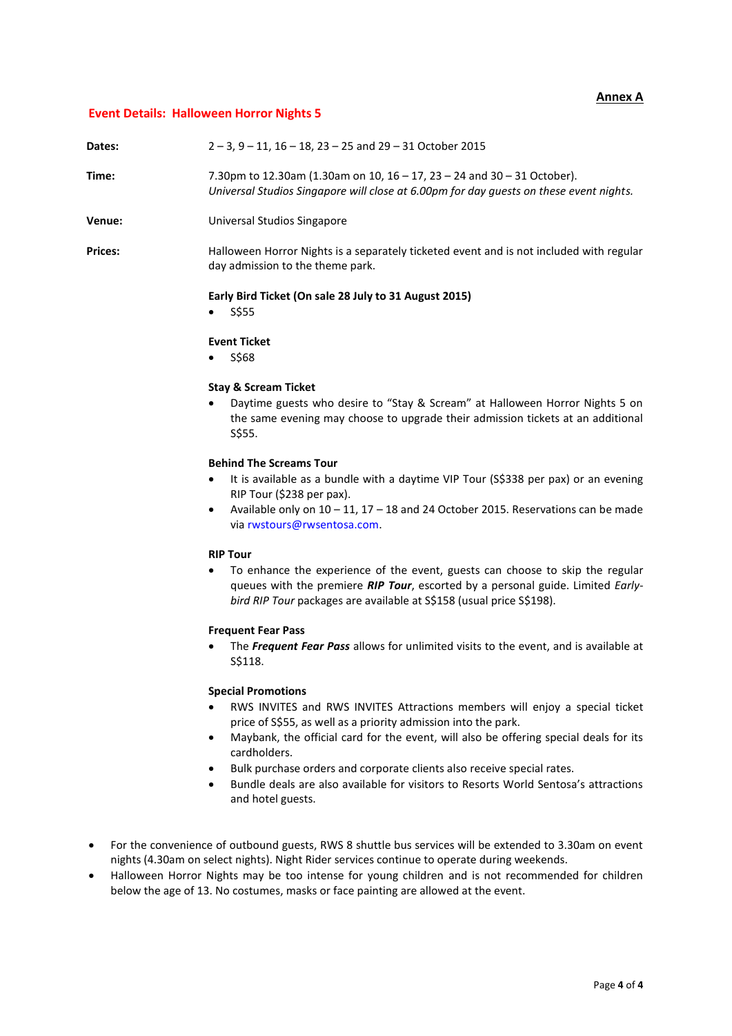**Annex A**

## Event Details: Halloween Horror Nights 5

| | |
|---|---|
| **Dates:** | 2 – 3, 9 – 11, 16 – 18, 23 – 25 and 29 – 31 October 2015 |
| **Time:** | 7.30pm to 12.30am (1.30am on 10, 16 – 17, 23 – 24 and 30 – 31 October). *Universal Studios Singapore will close at 6.00pm for day guests on these event nights.* |
| **Venue:** | Universal Studios Singapore |
| **Prices:** | Halloween Horror Nights is a separately ticketed event and is not included with regular day admission to the theme park. |

**Early Bird Ticket (On sale 28 July to 31 August 2015)**

- S$55

**Event Ticket**

- S$68

**Stay & Scream Ticket**

- Daytime guests who desire to "Stay & Scream" at Halloween Horror Nights 5 on the same evening may choose to upgrade their admission tickets at an additional S$55.

**Behind The Screams Tour**

- It is available as a bundle with a daytime VIP Tour (S$338 per pax) or an evening RIP Tour ($238 per pax).
- Available only on 10 – 11, 17 – 18 and 24 October 2015. Reservations can be made via rwstours@rwsentosa.com.

**RIP Tour**

- To enhance the experience of the event, guests can choose to skip the regular queues with the premiere ***RIP Tour***, escorted by a personal guide. Limited *Early-bird RIP Tour* packages are available at S$158 (usual price S$198).

**Frequent Fear Pass**

- The ***Frequent Fear Pass*** allows for unlimited visits to the event, and is available at S$118.

**Special Promotions**

- RWS INVITES and RWS INVITES Attractions members will enjoy a special ticket price of S$55, as well as a priority admission into the park.
- Maybank, the official card for the event, will also be offering special deals for its cardholders.
- Bulk purchase orders and corporate clients also receive special rates.
- Bundle deals are also available for visitors to Resorts World Sentosa's attractions and hotel guests.

- For the convenience of outbound guests, RWS 8 shuttle bus services will be extended to 3.30am on event nights (4.30am on select nights). Night Rider services continue to operate during weekends.
- Halloween Horror Nights may be too intense for young children and is not recommended for children below the age of 13. No costumes, masks or face painting are allowed at the event.